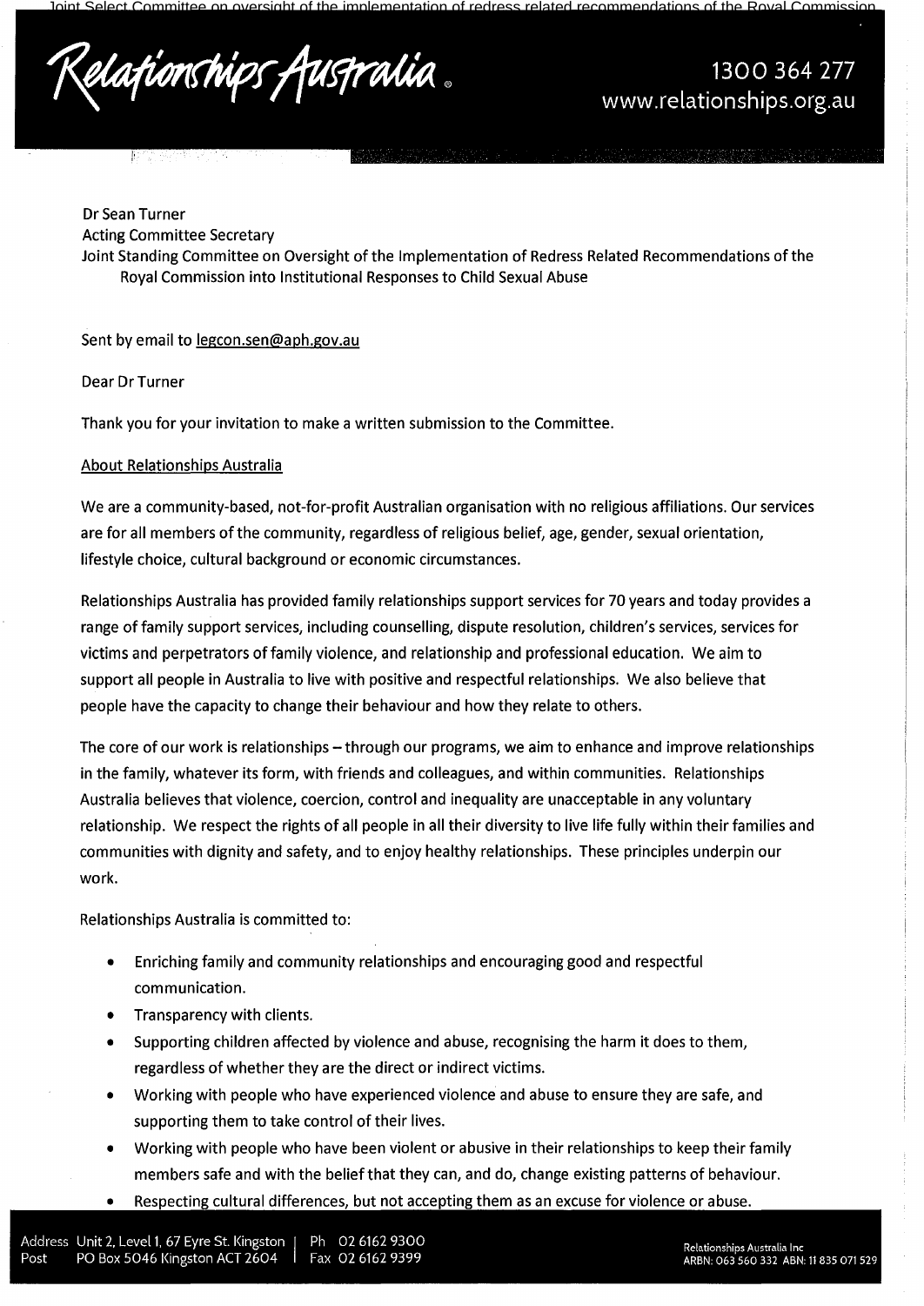Dr Sean Turner
Acting Committee Secretary
Joint Standing Committee on Oversight of the Implementation of Redress Related Recommendations of the Royal Commission into Institutional Responses to Child Sexual Abuse

Sent by email to legcon.sen@aph.gov.au

Dear Dr Turner

Thank you for your invitation to make a written submission to the Committee.

About Relationships Australia

We are a community-based, not-for-profit Australian organisation with no religious affiliations. Our services are for all members of the community, regardless of religious belief, age, gender, sexual orientation, lifestyle choice, cultural background or economic circumstances.

Relationships Australia has provided family relationships support services for 70 years and today provides a range of family support services, including counselling, dispute resolution, children's services, services for victims and perpetrators of family violence, and relationship and professional education. We aim to support all people in Australia to live with positive and respectful relationships. We also believe that people have the capacity to change their behaviour and how they relate to others.

The core of our work is relationships – through our programs, we aim to enhance and improve relationships in the family, whatever its form, with friends and colleagues, and within communities. Relationships Australia believes that violence, coercion, control and inequality are unacceptable in any voluntary relationship. We respect the rights of all people in all their diversity to live life fully within their families and communities with dignity and safety, and to enjoy healthy relationships. These principles underpin our work.

Relationships Australia is committed to:

- Enriching family and community relationships and encouraging good and respectful communication.
- Transparency with clients.
- Supporting children affected by violence and abuse, recognising the harm it does to them, regardless of whether they are the direct or indirect victims.
- Working with people who have experienced violence and abuse to ensure they are safe, and supporting them to take control of their lives.
- Working with people who have been violent or abusive in their relationships to keep their family members safe and with the belief that they can, and do, change existing patterns of behaviour.
- Respecting cultural differences, but not accepting them as an excuse for violence or abuse.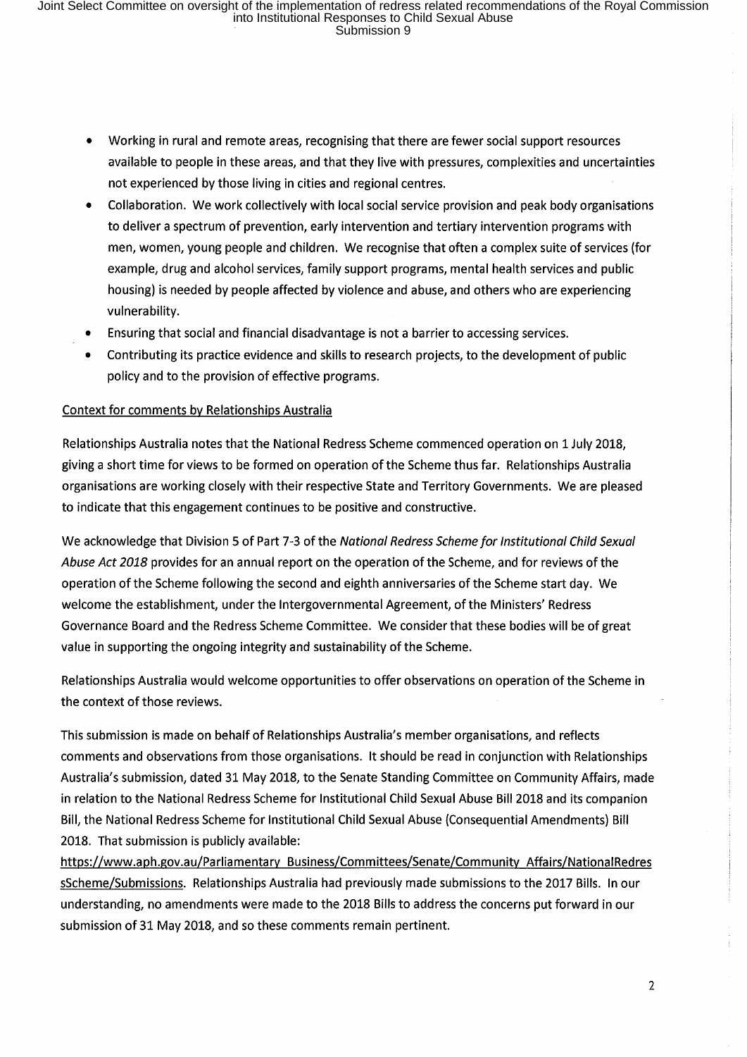- Working in rural and remote areas, recognising that there are fewer social support resources available to people in these areas, and that they live with pressures, complexities and uncertainties not experienced by those living in cities and regional centres.
- Collaboration. We work collectively with local social service provision and peak body organisations to deliver a spectrum of prevention, early intervention and tertiary intervention programs with men, women, young people and children. We recognise that often a complex suite of services (for example, drug and alcohol services, family support programs, mental health services and public housing) is needed by people affected by violence and abuse, and others who are experiencing vulnerability.
- Ensuring that social and financial disadvantage is not a barrier to accessing services.
- Contributing its practice evidence and skills to research projects, to the development of public policy and to the provision of effective programs.

Context for comments by Relationships Australia

Relationships Australia notes that the National Redress Scheme commenced operation on 1 July 2018, giving a short time for views to be formed on operation of the Scheme thus far. Relationships Australia organisations are working closely with their respective State and Territory Governments. We are pleased to indicate that this engagement continues to be positive and constructive.

We acknowledge that Division 5 of Part 7-3 of the *National Redress Scheme for Institutional Child Sexual Abuse Act 2018* provides for an annual report on the operation of the Scheme, and for reviews of the operation of the Scheme following the second and eighth anniversaries of the Scheme start day. We welcome the establishment, under the Intergovernmental Agreement, of the Ministers' Redress Governance Board and the Redress Scheme Committee. We consider that these bodies will be of great value in supporting the ongoing integrity and sustainability of the Scheme.

Relationships Australia would welcome opportunities to offer observations on operation of the Scheme in the context of those reviews.

This submission is made on behalf of Relationships Australia's member organisations, and reflects comments and observations from those organisations. It should be read in conjunction with Relationships Australia's submission, dated 31 May 2018, to the Senate Standing Committee on Community Affairs, made in relation to the National Redress Scheme for Institutional Child Sexual Abuse Bill 2018 and its companion Bill, the National Redress Scheme for Institutional Child Sexual Abuse (Consequential Amendments) Bill 2018. That submission is publicly available: https://www.aph.gov.au/Parliamentary_Business/Committees/Senate/Community_Affairs/NationalRedressScheme/Submissions. Relationships Australia had previously made submissions to the 2017 Bills. In our understanding, no amendments were made to the 2018 Bills to address the concerns put forward in our submission of 31 May 2018, and so these comments remain pertinent.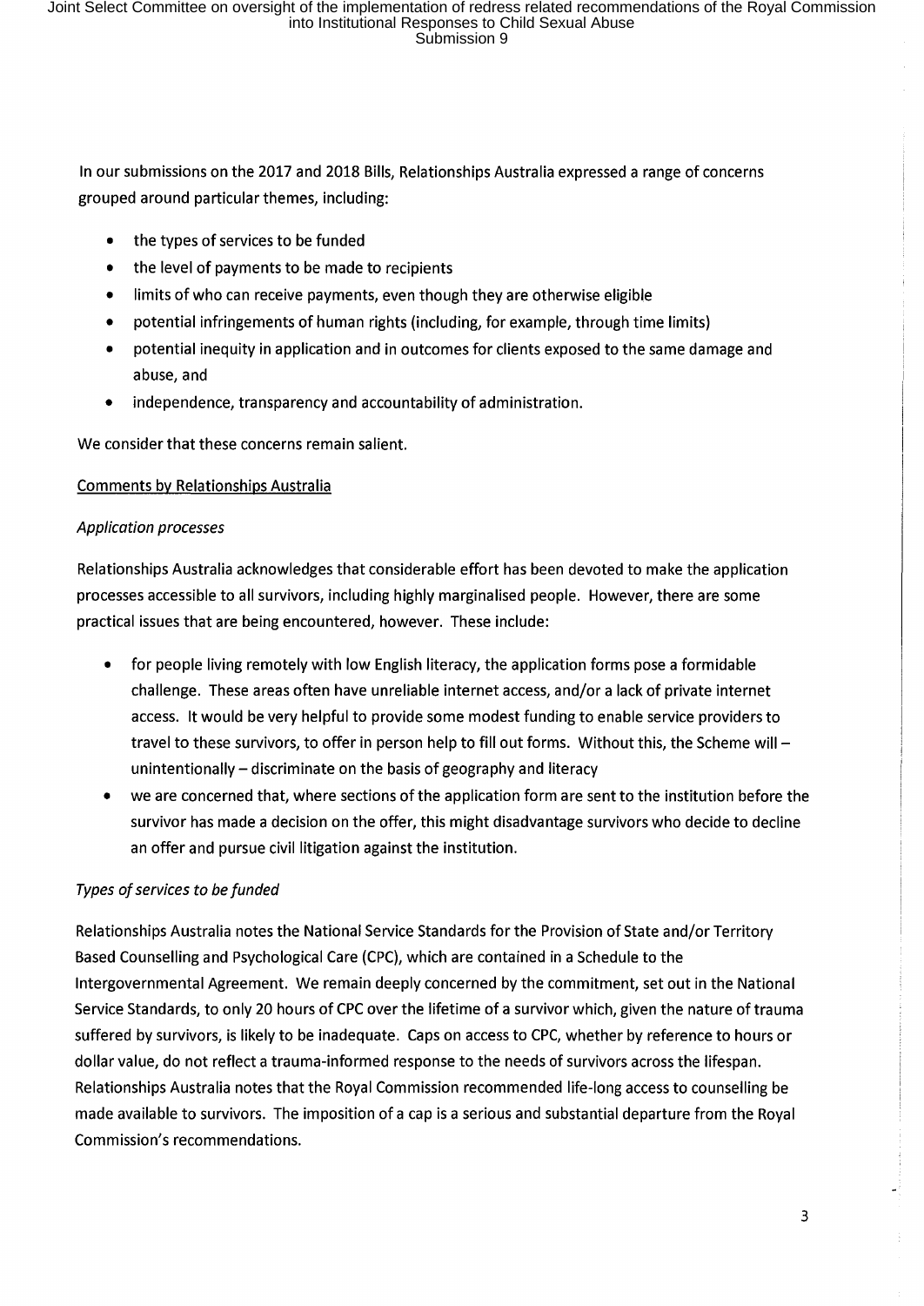In our submissions on the 2017 and 2018 Bills, Relationships Australia expressed a range of concerns grouped around particular themes, including:

- the types of services to be funded
- the level of payments to be made to recipients
- limits of who can receive payments, even though they are otherwise eligible
- potential infringements of human rights (including, for example, through time limits)
- potential inequity in application and in outcomes for clients exposed to the same damage and abuse, and
- independence, transparency and accountability of administration.

We consider that these concerns remain salient.

Comments by Relationships Australia

*Application processes*

Relationships Australia acknowledges that considerable effort has been devoted to make the application processes accessible to all survivors, including highly marginalised people. However, there are some practical issues that are being encountered, however. These include:

- for people living remotely with low English literacy, the application forms pose a formidable challenge. These areas often have unreliable internet access, and/or a lack of private internet access. It would be very helpful to provide some modest funding to enable service providers to travel to these survivors, to offer in person help to fill out forms. Without this, the Scheme will – unintentionally – discriminate on the basis of geography and literacy
- we are concerned that, where sections of the application form are sent to the institution before the survivor has made a decision on the offer, this might disadvantage survivors who decide to decline an offer and pursue civil litigation against the institution.

*Types of services to be funded*

Relationships Australia notes the National Service Standards for the Provision of State and/or Territory Based Counselling and Psychological Care (CPC), which are contained in a Schedule to the Intergovernmental Agreement. We remain deeply concerned by the commitment, set out in the National Service Standards, to only 20 hours of CPC over the lifetime of a survivor which, given the nature of trauma suffered by survivors, is likely to be inadequate. Caps on access to CPC, whether by reference to hours or dollar value, do not reflect a trauma-informed response to the needs of survivors across the lifespan. Relationships Australia notes that the Royal Commission recommended life-long access to counselling be made available to survivors. The imposition of a cap is a serious and substantial departure from the Royal Commission's recommendations.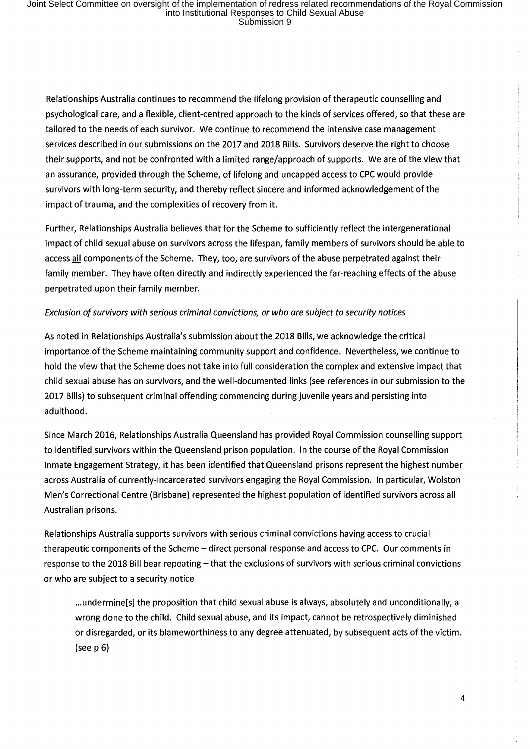Relationships Australia continues to recommend the lifelong provision of therapeutic counselling and psychological care, and a flexible, client-centred approach to the kinds of services offered, so that these are tailored to the needs of each survivor. We continue to recommend the intensive case management services described in our submissions on the 2017 and 2018 Bills. Survivors deserve the right to choose their supports, and not be confronted with a limited range/approach of supports. We are of the view that an assurance, provided through the Scheme, of lifelong and uncapped access to CPC would provide survivors with long-term security, and thereby reflect sincere and informed acknowledgement of the impact of trauma, and the complexities of recovery from it.

Further, Relationships Australia believes that for the Scheme to sufficiently reflect the intergenerational impact of child sexual abuse on survivors across the lifespan, family members of survivors should be able to access <u>all</u> components of the Scheme. They, too, are survivors of the abuse perpetrated against their family member. They have often directly and indirectly experienced the far-reaching effects of the abuse perpetrated upon their family member.

*Exclusion of survivors with serious criminal convictions, or who are subject to security notices*

As noted in Relationships Australia's submission about the 2018 Bills, we acknowledge the critical importance of the Scheme maintaining community support and confidence. Nevertheless, we continue to hold the view that the Scheme does not take into full consideration the complex and extensive impact that child sexual abuse has on survivors, and the well-documented links (see references in our submission to the 2017 Bills) to subsequent criminal offending commencing during juvenile years and persisting into adulthood.

Since March 2016, Relationships Australia Queensland has provided Royal Commission counselling support to identified survivors within the Queensland prison population. In the course of the Royal Commission Inmate Engagement Strategy, it has been identified that Queensland prisons represent the highest number across Australia of currently-incarcerated survivors engaging the Royal Commission. In particular, Wolston Men's Correctional Centre (Brisbane) represented the highest population of identified survivors across all Australian prisons.

Relationships Australia supports survivors with serious criminal convictions having access to crucial therapeutic components of the Scheme – direct personal response and access to CPC. Our comments in response to the 2018 Bill bear repeating – that the exclusions of survivors with serious criminal convictions or who are subject to a security notice

> ...undermine[s] the proposition that child sexual abuse is always, absolutely and unconditionally, a wrong done to the child. Child sexual abuse, and its impact, cannot be retrospectively diminished or disregarded, or its blameworthiness to any degree attenuated, by subsequent acts of the victim. (see p 6)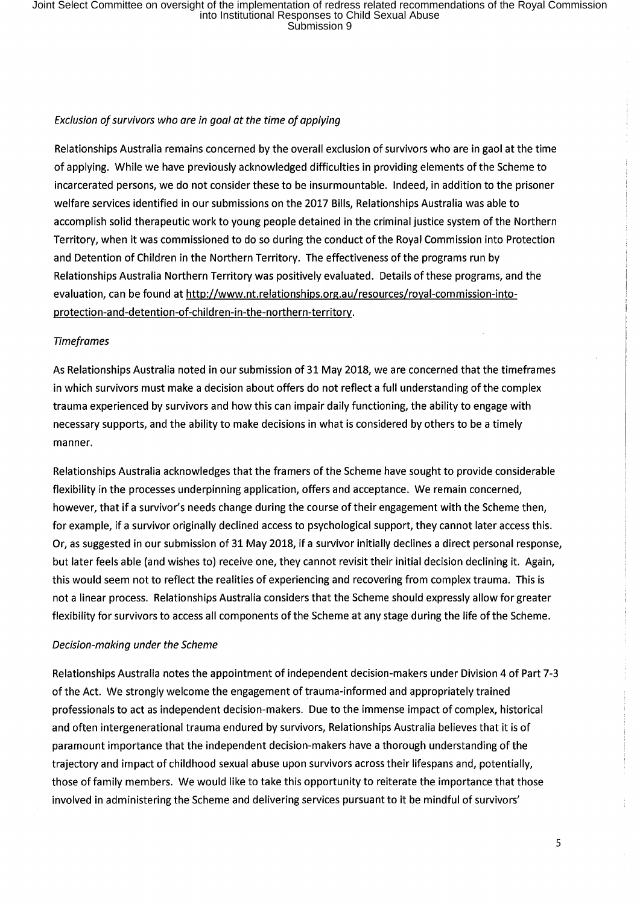*Exclusion of survivors who are in goal at the time of applying*

Relationships Australia remains concerned by the overall exclusion of survivors who are in gaol at the time of applying. While we have previously acknowledged difficulties in providing elements of the Scheme to incarcerated persons, we do not consider these to be insurmountable. Indeed, in addition to the prisoner welfare services identified in our submissions on the 2017 Bills, Relationships Australia was able to accomplish solid therapeutic work to young people detained in the criminal justice system of the Northern Territory, when it was commissioned to do so during the conduct of the Royal Commission into Protection and Detention of Children in the Northern Territory. The effectiveness of the programs run by Relationships Australia Northern Territory was positively evaluated. Details of these programs, and the evaluation, can be found at http://www.nt.relationships.org.au/resources/royal-commission-into-protection-and-detention-of-children-in-the-northern-territory.

*Timeframes*

As Relationships Australia noted in our submission of 31 May 2018, we are concerned that the timeframes in which survivors must make a decision about offers do not reflect a full understanding of the complex trauma experienced by survivors and how this can impair daily functioning, the ability to engage with necessary supports, and the ability to make decisions in what is considered by others to be a timely manner.

Relationships Australia acknowledges that the framers of the Scheme have sought to provide considerable flexibility in the processes underpinning application, offers and acceptance. We remain concerned, however, that if a survivor's needs change during the course of their engagement with the Scheme then, for example, if a survivor originally declined access to psychological support, they cannot later access this. Or, as suggested in our submission of 31 May 2018, if a survivor initially declines a direct personal response, but later feels able (and wishes to) receive one, they cannot revisit their initial decision declining it. Again, this would seem not to reflect the realities of experiencing and recovering from complex trauma. This is not a linear process. Relationships Australia considers that the Scheme should expressly allow for greater flexibility for survivors to access all components of the Scheme at any stage during the life of the Scheme.

*Decision-making under the Scheme*

Relationships Australia notes the appointment of independent decision-makers under Division 4 of Part 7-3 of the Act. We strongly welcome the engagement of trauma-informed and appropriately trained professionals to act as independent decision-makers. Due to the immense impact of complex, historical and often intergenerational trauma endured by survivors, Relationships Australia believes that it is of paramount importance that the independent decision-makers have a thorough understanding of the trajectory and impact of childhood sexual abuse upon survivors across their lifespans and, potentially, those of family members. We would like to take this opportunity to reiterate the importance that those involved in administering the Scheme and delivering services pursuant to it be mindful of survivors'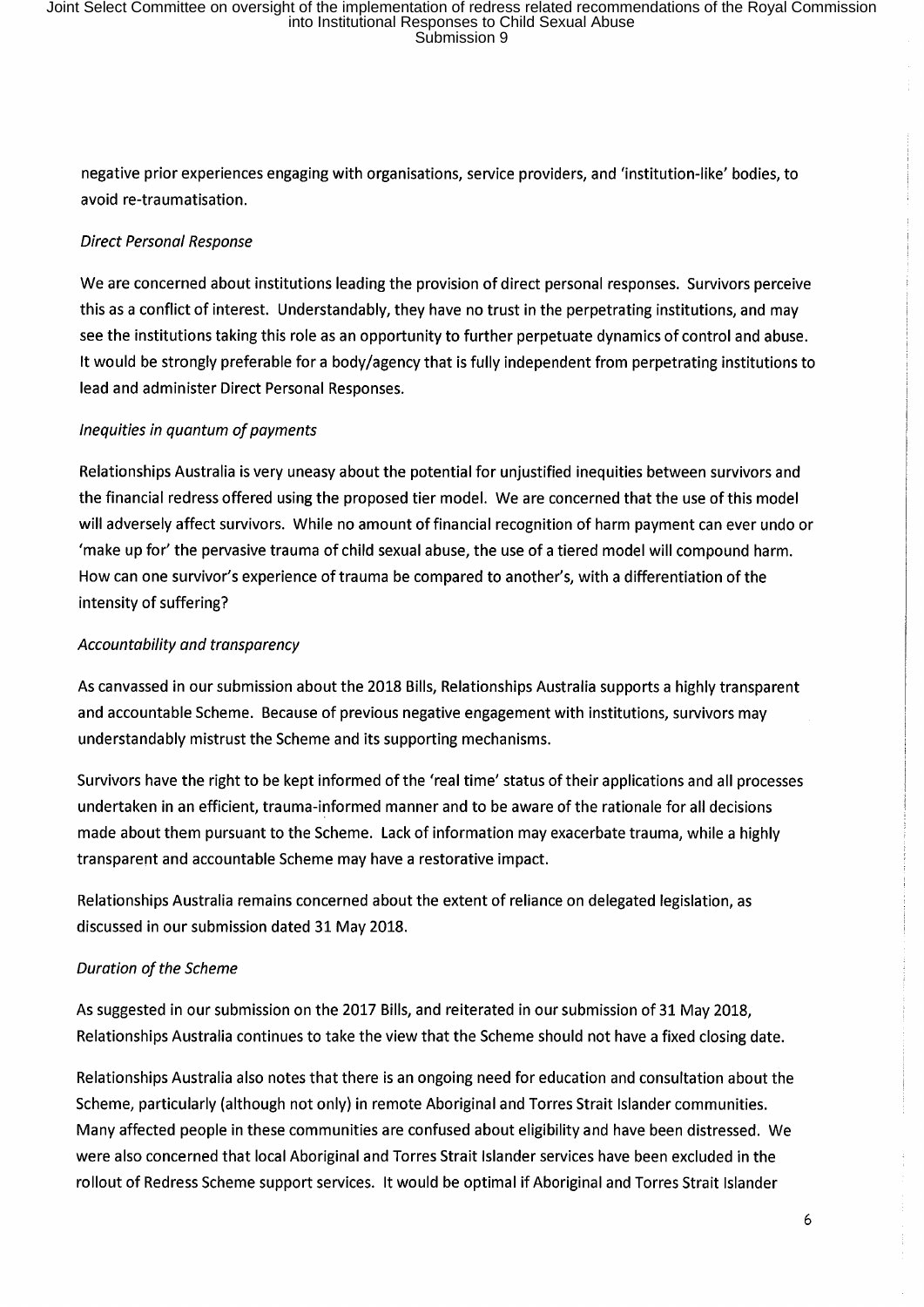negative prior experiences engaging with organisations, service providers, and 'institution-like' bodies, to avoid re-traumatisation.

*Direct Personal Response*

We are concerned about institutions leading the provision of direct personal responses. Survivors perceive this as a conflict of interest. Understandably, they have no trust in the perpetrating institutions, and may see the institutions taking this role as an opportunity to further perpetuate dynamics of control and abuse. It would be strongly preferable for a body/agency that is fully independent from perpetrating institutions to lead and administer Direct Personal Responses.

*Inequities in quantum of payments*

Relationships Australia is very uneasy about the potential for unjustified inequities between survivors and the financial redress offered using the proposed tier model. We are concerned that the use of this model will adversely affect survivors. While no amount of financial recognition of harm payment can ever undo or 'make up for' the pervasive trauma of child sexual abuse, the use of a tiered model will compound harm. How can one survivor's experience of trauma be compared to another's, with a differentiation of the intensity of suffering?

*Accountability and transparency*

As canvassed in our submission about the 2018 Bills, Relationships Australia supports a highly transparent and accountable Scheme. Because of previous negative engagement with institutions, survivors may understandably mistrust the Scheme and its supporting mechanisms.

Survivors have the right to be kept informed of the 'real time' status of their applications and all processes undertaken in an efficient, trauma-informed manner and to be aware of the rationale for all decisions made about them pursuant to the Scheme. Lack of information may exacerbate trauma, while a highly transparent and accountable Scheme may have a restorative impact.

Relationships Australia remains concerned about the extent of reliance on delegated legislation, as discussed in our submission dated 31 May 2018.

*Duration of the Scheme*

As suggested in our submission on the 2017 Bills, and reiterated in our submission of 31 May 2018, Relationships Australia continues to take the view that the Scheme should not have a fixed closing date.

Relationships Australia also notes that there is an ongoing need for education and consultation about the Scheme, particularly (although not only) in remote Aboriginal and Torres Strait Islander communities. Many affected people in these communities are confused about eligibility and have been distressed. We were also concerned that local Aboriginal and Torres Strait Islander services have been excluded in the rollout of Redress Scheme support services. It would be optimal if Aboriginal and Torres Strait Islander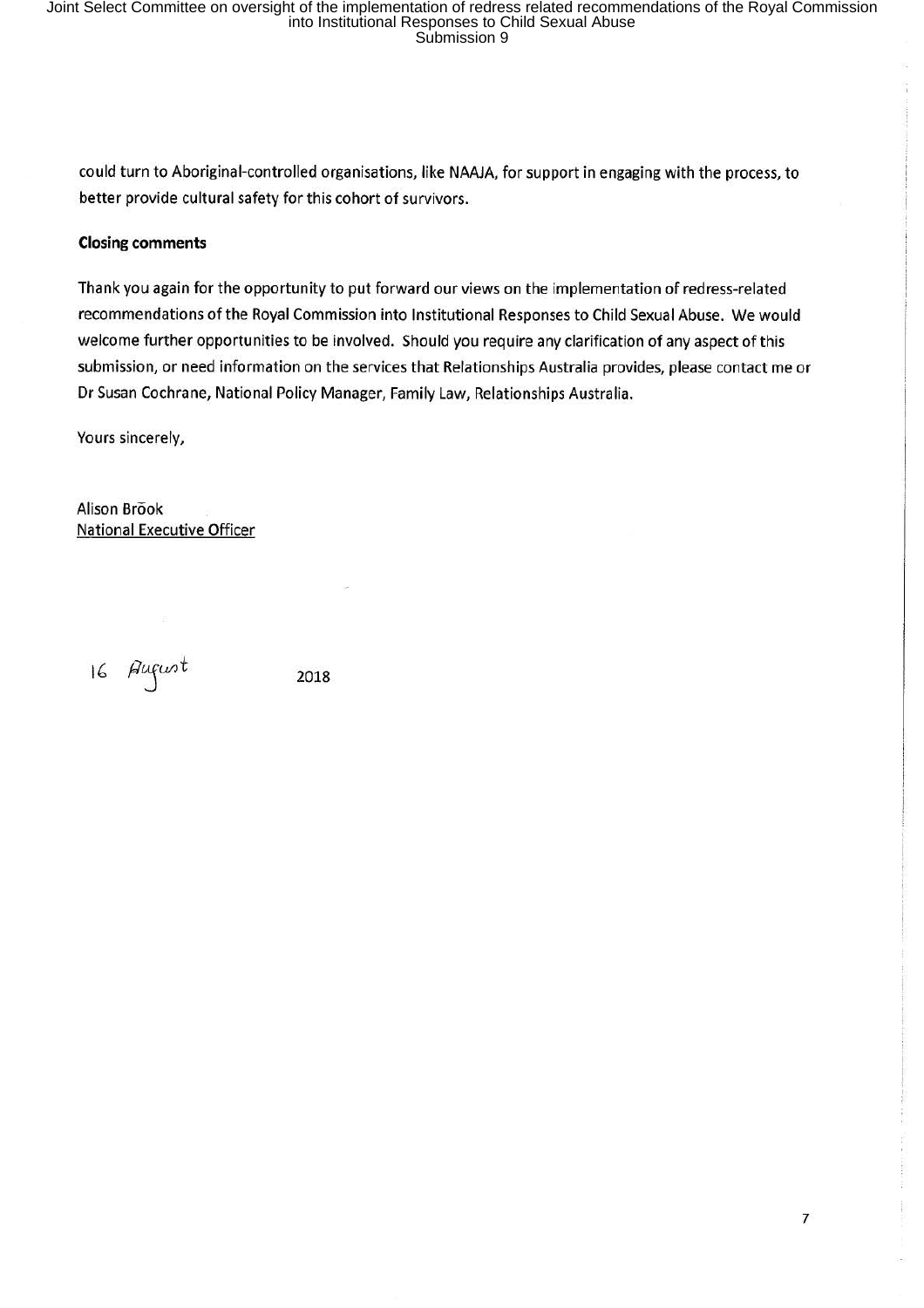could turn to Aboriginal-controlled organisations, like NAAJA, for support in engaging with the process, to better provide cultural safety for this cohort of survivors.

**Closing comments**

Thank you again for the opportunity to put forward our views on the implementation of redress-related recommendations of the Royal Commission into Institutional Responses to Child Sexual Abuse. We would welcome further opportunities to be involved. Should you require any clarification of any aspect of this submission, or need information on the services that Relationships Australia provides, please contact me or Dr Susan Cochrane, National Policy Manager, Family Law, Relationships Australia.

Yours sincerely,

Alison Brōok
National Executive Officer

16 August 2018